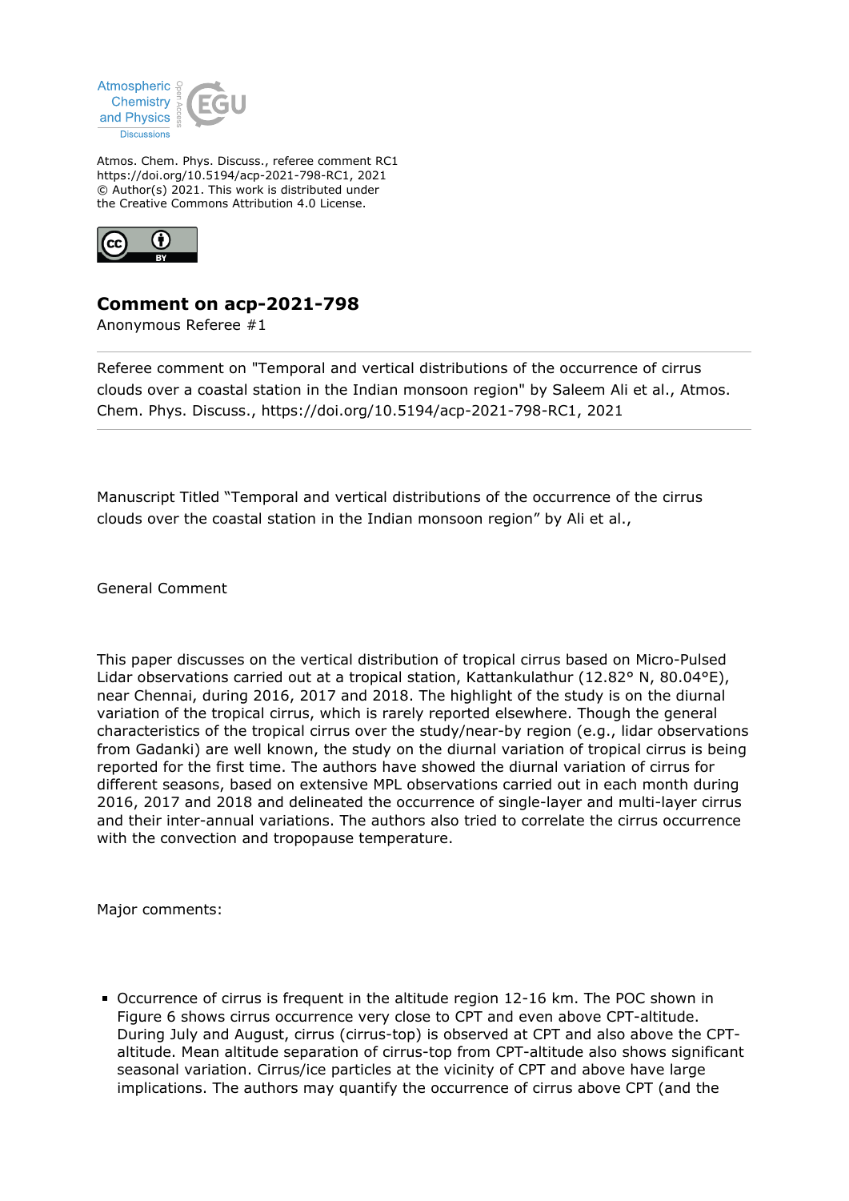Atmos. Chem. Phys. Discuss., referee comment RC1
https://doi.org/10.5194/acp-2021-798-RC1, 2021
© Author(s) 2021. This work is distributed under
the Creative Commons Attribution 4.0 License.

# Comment on acp-2021-798

Anonymous Referee #1

Referee comment on "Temporal and vertical distributions of the occurrence of cirrus clouds over a coastal station in the Indian monsoon region" by Saleem Ali et al., Atmos. Chem. Phys. Discuss., https://doi.org/10.5194/acp-2021-798-RC1, 2021

Manuscript Titled "Temporal and vertical distributions of the occurrence of the cirrus clouds over the coastal station in the Indian monsoon region" by Ali et al.,

General Comment

This paper discusses on the vertical distribution of tropical cirrus based on Micro-Pulsed Lidar observations carried out at a tropical station, Kattankulathur (12.82° N, 80.04°E), near Chennai, during 2016, 2017 and 2018. The highlight of the study is on the diurnal variation of the tropical cirrus, which is rarely reported elsewhere. Though the general characteristics of the tropical cirrus over the study/near-by region (e.g., lidar observations from Gadanki) are well known, the study on the diurnal variation of tropical cirrus is being reported for the first time. The authors have showed the diurnal variation of cirrus for different seasons, based on extensive MPL observations carried out in each month during 2016, 2017 and 2018 and delineated the occurrence of single-layer and multi-layer cirrus and their inter-annual variations. The authors also tried to correlate the cirrus occurrence with the convection and tropopause temperature.

Major comments:

- Occurrence of cirrus is frequent in the altitude region 12-16 km. The POC shown in Figure 6 shows cirrus occurrence very close to CPT and even above CPT-altitude. During July and August, cirrus (cirrus-top) is observed at CPT and also above the CPT-altitude. Mean altitude separation of cirrus-top from CPT-altitude also shows significant seasonal variation. Cirrus/ice particles at the vicinity of CPT and above have large implications. The authors may quantify the occurrence of cirrus above CPT (and the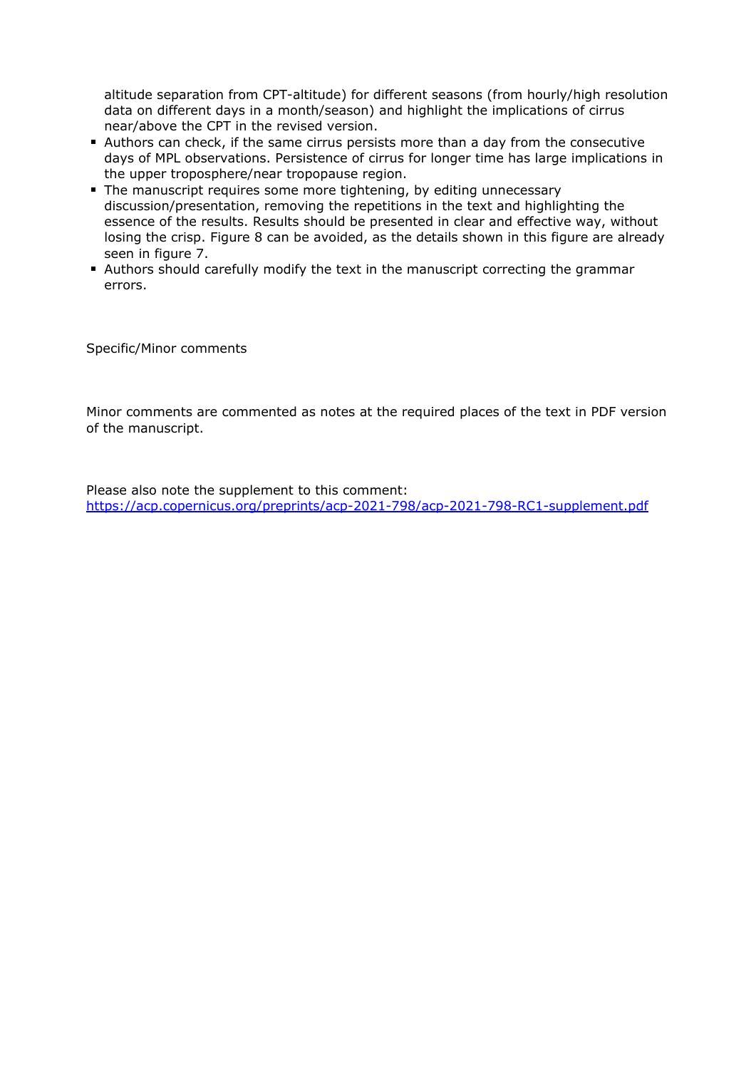altitude separation from CPT-altitude) for different seasons (from hourly/high resolution data on different days in a month/season) and highlight the implications of cirrus near/above the CPT in the revised version.

- Authors can check, if the same cirrus persists more than a day from the consecutive days of MPL observations. Persistence of cirrus for longer time has large implications in the upper troposphere/near tropopause region.
- The manuscript requires some more tightening, by editing unnecessary discussion/presentation, removing the repetitions in the text and highlighting the essence of the results. Results should be presented in clear and effective way, without losing the crisp. Figure 8 can be avoided, as the details shown in this figure are already seen in figure 7.
- Authors should carefully modify the text in the manuscript correcting the grammar errors.

Specific/Minor comments

Minor comments are commented as notes at the required places of the text in PDF version of the manuscript.

Please also note the supplement to this comment:
https://acp.copernicus.org/preprints/acp-2021-798/acp-2021-798-RC1-supplement.pdf